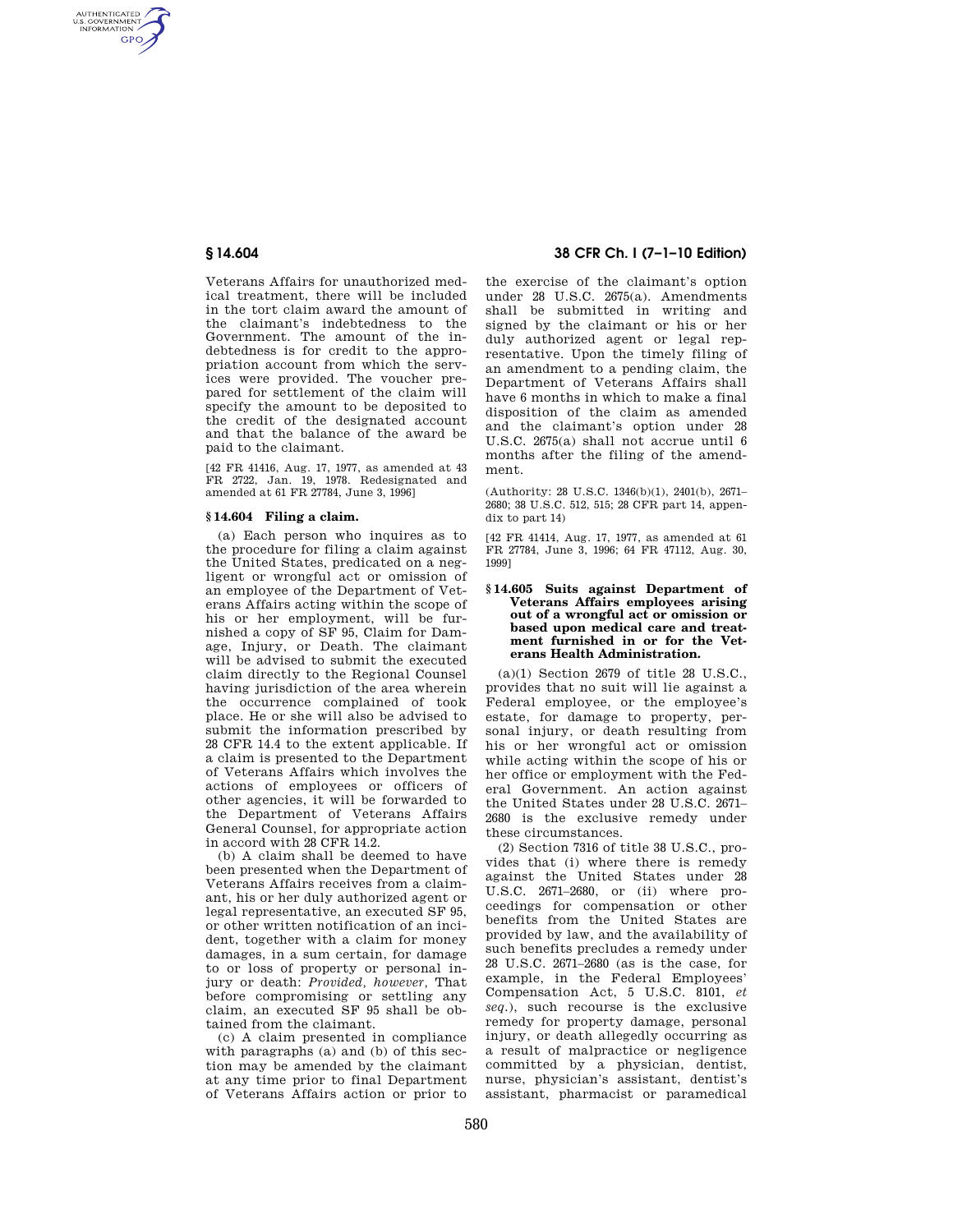Veterans Affairs for unauthorized medical treatment, there will be included in the tort claim award the amount of the claimant's indebtedness to the Government. The amount of the indebtedness is for credit to the appropriation account from which the services were provided. The voucher prepared for settlement of the claim will specify the amount to be deposited to the credit of the designated account and that the balance of the award be paid to the claimant.

[42 FR 41416, Aug. 17, 1977, as amended at 43 FR 2722, Jan. 19, 1978. Redesignated and amended at 61 FR 27784, June 3, 1996]

### § 14.604 Filing a claim.

(a) Each person who inquires as to the procedure for filing a claim against the United States, predicated on a negligent or wrongful act or omission of an employee of the Department of Veterans Affairs acting within the scope of his or her employment, will be furnished a copy of SF 95, Claim for Damage, Injury, or Death. The claimant will be advised to submit the executed claim directly to the Regional Counsel having jurisdiction of the area wherein the occurrence complained of took place. He or she will also be advised to submit the information prescribed by 28 CFR 14.4 to the extent applicable. If a claim is presented to the Department of Veterans Affairs which involves the actions of employees or officers of other agencies, it will be forwarded to the Department of Veterans Affairs General Counsel, for appropriate action in accord with 28 CFR 14.2.

(b) A claim shall be deemed to have been presented when the Department of Veterans Affairs receives from a claimant, his or her duly authorized agent or legal representative, an executed SF 95, or other written notification of an incident, together with a claim for money damages, in a sum certain, for damage to or loss of property or personal injury or death: *Provided, however,* That before compromising or settling any claim, an executed SF 95 shall be obtained from the claimant.

(c) A claim presented in compliance with paragraphs (a) and (b) of this section may be amended by the claimant at any time prior to final Department of Veterans Affairs action or prior to the exercise of the claimant's option under 28 U.S.C. 2675(a). Amendments shall be submitted in writing and signed by the claimant or his or her duly authorized agent or legal representative. Upon the timely filing of an amendment to a pending claim, the Department of Veterans Affairs shall have 6 months in which to make a final disposition of the claim as amended and the claimant's option under 28 U.S.C. 2675(a) shall not accrue until 6 months after the filing of the amendment.

(Authority: 28 U.S.C. 1346(b)(1), 2401(b), 2671–2680; 38 U.S.C. 512, 515; 28 CFR part 14, appendix to part 14)

[42 FR 41414, Aug. 17, 1977, as amended at 61 FR 27784, June 3, 1996; 64 FR 47112, Aug. 30, 1999]

### § 14.605 Suits against Department of Veterans Affairs employees arising out of a wrongful act or omission or based upon medical care and treatment furnished in or for the Veterans Health Administration.

(a)(1) Section 2679 of title 28 U.S.C., provides that no suit will lie against a Federal employee, or the employee's estate, for damage to property, personal injury, or death resulting from his or her wrongful act or omission while acting within the scope of his or her office or employment with the Federal Government. An action against the United States under 28 U.S.C. 2671–2680 is the exclusive remedy under these circumstances.

(2) Section 7316 of title 38 U.S.C., provides that (i) where there is remedy against the United States under 28 U.S.C. 2671–2680, or (ii) where proceedings for compensation or other benefits from the United States are provided by law, and the availability of such benefits precludes a remedy under 28 U.S.C. 2671–2680 (as is the case, for example, in the Federal Employees' Compensation Act, 5 U.S.C. 8101, *et seq.*), such recourse is the exclusive remedy for property damage, personal injury, or death allegedly occurring as a result of malpractice or negligence committed by a physician, dentist, nurse, physician's assistant, dentist's assistant, pharmacist or paramedical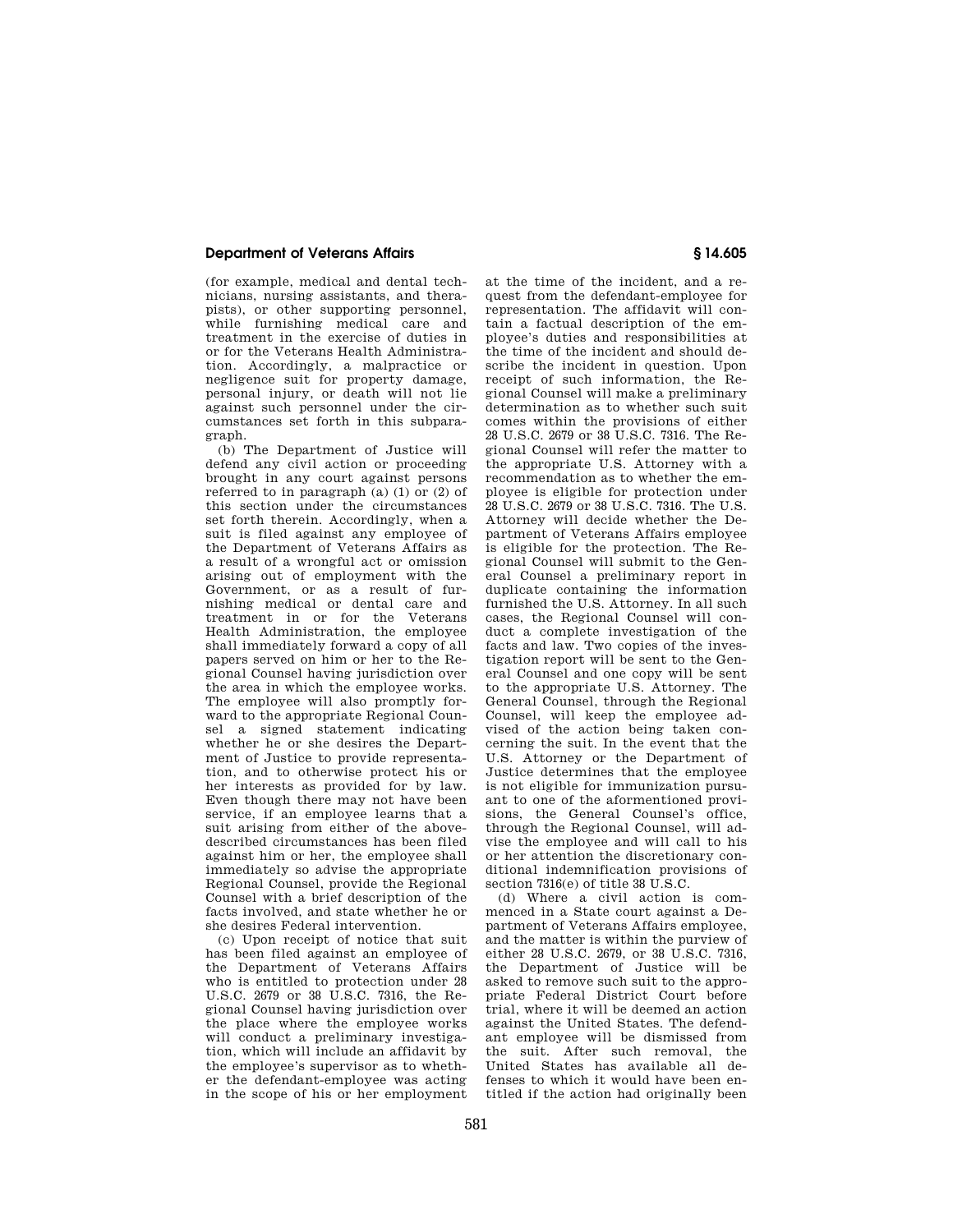(for example, medical and dental technicians, nursing assistants, and therapists), or other supporting personnel, while furnishing medical care and treatment in the exercise of duties in or for the Veterans Health Administration. Accordingly, a malpractice or negligence suit for property damage, personal injury, or death will not lie against such personnel under the circumstances set forth in this subparagraph.

(b) The Department of Justice will defend any civil action or proceeding brought in any court against persons referred to in paragraph (a) (1) or (2) of this section under the circumstances set forth therein. Accordingly, when a suit is filed against any employee of the Department of Veterans Affairs as a result of a wrongful act or omission arising out of employment with the Government, or as a result of furnishing medical or dental care and treatment in or for the Veterans Health Administration, the employee shall immediately forward a copy of all papers served on him or her to the Regional Counsel having jurisdiction over the area in which the employee works. The employee will also promptly forward to the appropriate Regional Counsel a signed statement indicating whether he or she desires the Department of Justice to provide representation, and to otherwise protect his or her interests as provided for by law. Even though there may not have been service, if an employee learns that a suit arising from either of the above-described circumstances has been filed against him or her, the employee shall immediately so advise the appropriate Regional Counsel, provide the Regional Counsel with a brief description of the facts involved, and state whether he or she desires Federal intervention.

(c) Upon receipt of notice that suit has been filed against an employee of the Department of Veterans Affairs who is entitled to protection under 28 U.S.C. 2679 or 38 U.S.C. 7316, the Regional Counsel having jurisdiction over the place where the employee works will conduct a preliminary investigation, which will include an affidavit by the employee's supervisor as to whether the defendant-employee was acting in the scope of his or her employment at the time of the incident, and a request from the defendant-employee for representation. The affidavit will contain a factual description of the employee's duties and responsibilities at the time of the incident and should describe the incident in question. Upon receipt of such information, the Regional Counsel will make a preliminary determination as to whether such suit comes within the provisions of either 28 U.S.C. 2679 or 38 U.S.C. 7316. The Regional Counsel will refer the matter to the appropriate U.S. Attorney with a recommendation as to whether the employee is eligible for protection under 28 U.S.C. 2679 or 38 U.S.C. 7316. The U.S. Attorney will decide whether the Department of Veterans Affairs employee is eligible for the protection. The Regional Counsel will submit to the General Counsel a preliminary report in duplicate containing the information furnished the U.S. Attorney. In all such cases, the Regional Counsel will conduct a complete investigation of the facts and law. Two copies of the investigation report will be sent to the General Counsel and one copy will be sent to the appropriate U.S. Attorney. The General Counsel, through the Regional Counsel, will keep the employee advised of the action being taken concerning the suit. In the event that the U.S. Attorney or the Department of Justice determines that the employee is not eligible for immunization pursuant to one of the aforementioned provisions, the General Counsel's office, through the Regional Counsel, will advise the employee and will call to his or her attention the discretionary conditional indemnification provisions of section 7316(e) of title 38 U.S.C.

(d) Where a civil action is commenced in a State court against a Department of Veterans Affairs employee, and the matter is within the purview of either 28 U.S.C. 2679, or 38 U.S.C. 7316, the Department of Justice will be asked to remove such suit to the appropriate Federal District Court before trial, where it will be deemed an action against the United States. The defendant employee will be dismissed from the suit. After such removal, the United States has available all defenses to which it would have been entitled if the action had originally been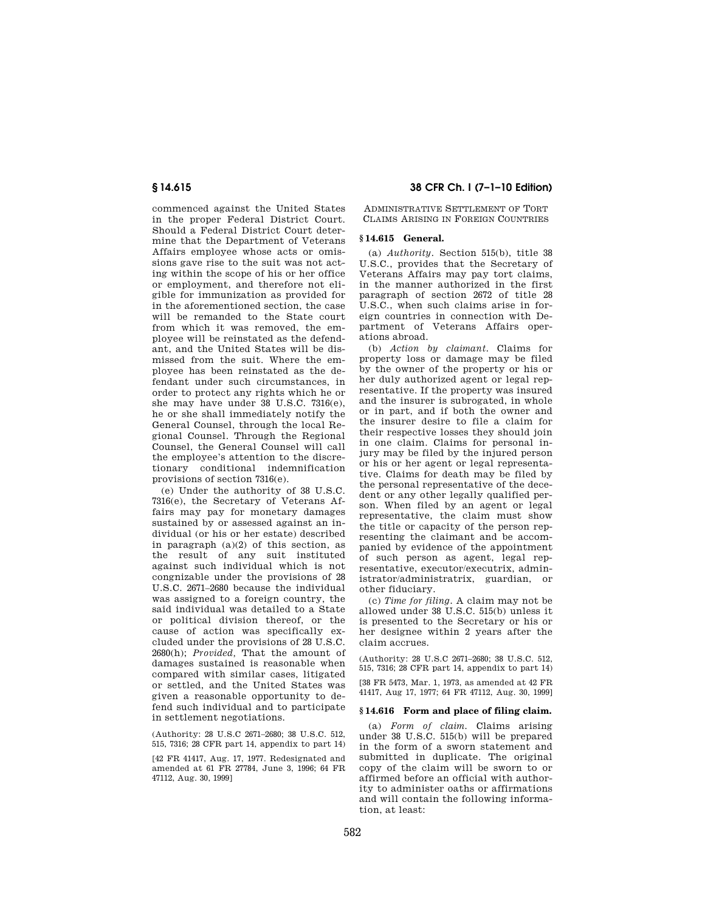commenced against the United States in the proper Federal District Court. Should a Federal District Court determine that the Department of Veterans Affairs employee whose acts or omissions gave rise to the suit was not acting within the scope of his or her office or employment, and therefore not eligible for immunization as provided for in the aforementioned section, the case will be remanded to the State court from which it was removed, the employee will be reinstated as the defendant, and the United States will be dismissed from the suit. Where the employee has been reinstated as the defendant under such circumstances, in order to protect any rights which he or she may have under 38 U.S.C. 7316(e), he or she shall immediately notify the General Counsel, through the local Regional Counsel. Through the Regional Counsel, the General Counsel will call the employee's attention to the discretionary conditional indemnification provisions of section 7316(e).

(e) Under the authority of 38 U.S.C. 7316(e), the Secretary of Veterans Affairs may pay for monetary damages sustained by or assessed against an individual (or his or her estate) described in paragraph (a)(2) of this section, as the result of any suit instituted against such individual which is not congnizable under the provisions of 28 U.S.C. 2671–2680 because the individual was assigned to a foreign country, the said individual was detailed to a State or political division thereof, or the cause of action was specifically excluded under the provisions of 28 U.S.C. 2680(h); *Provided*, That the amount of damages sustained is reasonable when compared with similar cases, litigated or settled, and the United States was given a reasonable opportunity to defend such individual and to participate in settlement negotiations.

(Authority: 28 U.S.C 2671–2680; 38 U.S.C. 512, 515, 7316; 28 CFR part 14, appendix to part 14)

[42 FR 41417, Aug. 17, 1977. Redesignated and amended at 61 FR 27784, June 3, 1996; 64 FR 47112, Aug. 30, 1999]

ADMINISTRATIVE SETTLEMENT OF TORT CLAIMS ARISING IN FOREIGN COUNTRIES

### § 14.615 General.

(a) *Authority*. Section 515(b), title 38 U.S.C., provides that the Secretary of Veterans Affairs may pay tort claims, in the manner authorized in the first paragraph of section 2672 of title 28 U.S.C., when such claims arise in foreign countries in connection with Department of Veterans Affairs operations abroad.

(b) *Action by claimant*. Claims for property loss or damage may be filed by the owner of the property or his or her duly authorized agent or legal representative. If the property was insured and the insurer is subrogated, in whole or in part, and if both the owner and the insurer desire to file a claim for their respective losses they should join in one claim. Claims for personal injury may be filed by the injured person or his or her agent or legal representative. Claims for death may be filed by the personal representative of the decedent or any other legally qualified person. When filed by an agent or legal representative, the claim must show the title or capacity of the person representing the claimant and be accompanied by evidence of the appointment of such person as agent, legal representative, executor/executrix, administrator/administratrix, guardian, or other fiduciary.

(c) *Time for filing*. A claim may not be allowed under 38 U.S.C. 515(b) unless it is presented to the Secretary or his or her designee within 2 years after the claim accrues.

(Authority: 28 U.S.C 2671–2680; 38 U.S.C. 512, 515, 7316; 28 CFR part 14, appendix to part 14)

[38 FR 5473, Mar. 1, 1973, as amended at 42 FR 41417, Aug 17, 1977; 64 FR 47112, Aug. 30, 1999]

### § 14.616 Form and place of filing claim.

(a) *Form of claim*. Claims arising under 38 U.S.C. 515(b) will be prepared in the form of a sworn statement and submitted in duplicate. The original copy of the claim will be sworn to or affirmed before an official with authority to administer oaths or affirmations and will contain the following information, at least: